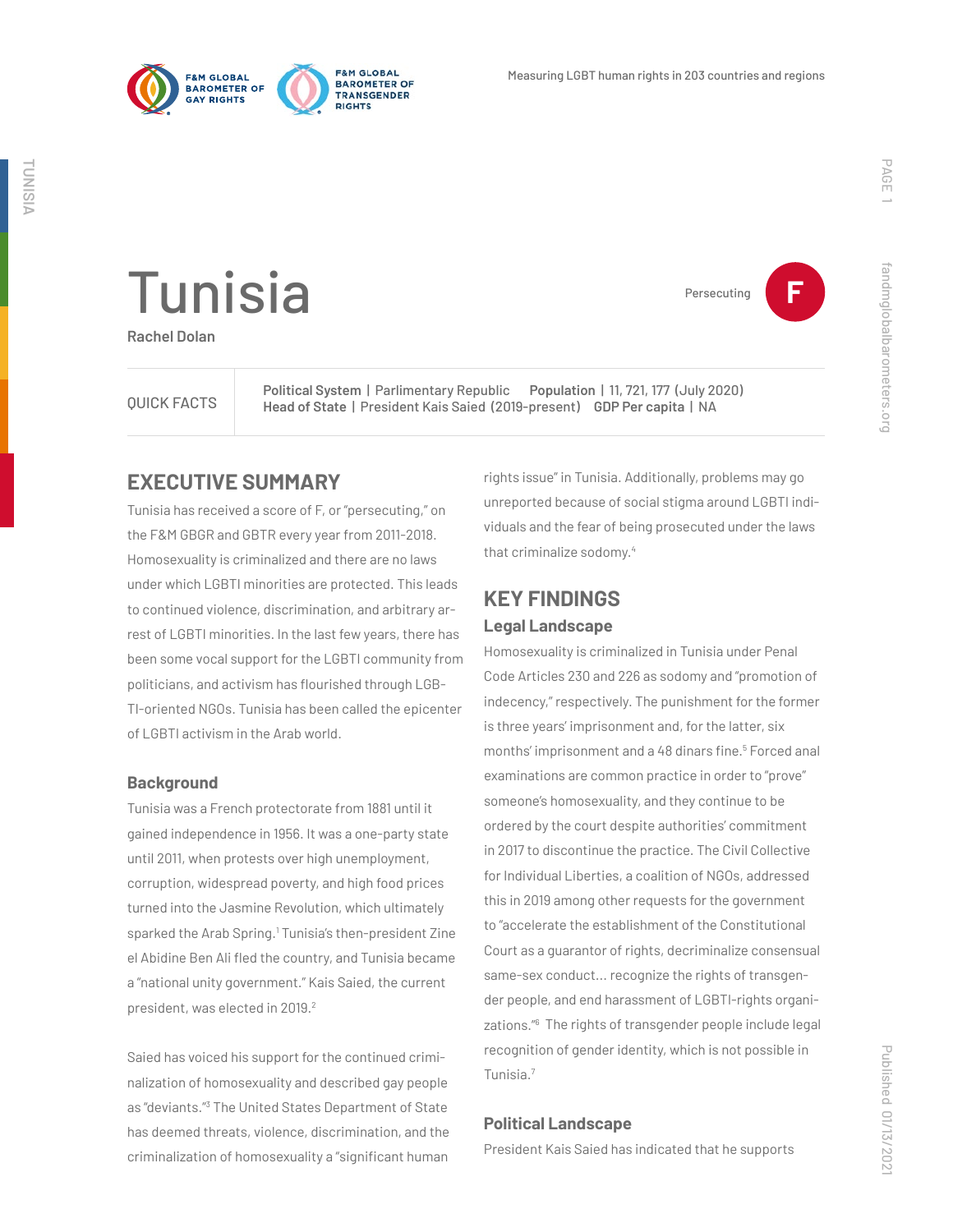# Tunisia

Rachel Dolan

Persecuting **F**

| QUICK FACTS | **Political System** \| Parlimentary Republic **Population** \| 11, 721, 177 (July 2020) **Head of State** \| President Kais Saied (2019-present) **GDP Per capita** \| NA |
|---|---|

## EXECUTIVE SUMMARY

Tunisia has received a score of F, or "persecuting," on the F&M GBGR and GBTR every year from 2011-2018. Homosexuality is criminalized and there are no laws under which LGBTI minorities are protected. This leads to continued violence, discrimination, and arbitrary arrest of LGBTI minorities. In the last few years, there has been some vocal support for the LGBTI community from politicians, and activism has flourished through LGBTI-oriented NGOs. Tunisia has been called the epicenter of LGBTI activism in the Arab world.

### Background

Tunisia was a French protectorate from 1881 until it gained independence in 1956. It was a one-party state until 2011, when protests over high unemployment, corruption, widespread poverty, and high food prices turned into the Jasmine Revolution, which ultimately sparked the Arab Spring.[1] Tunisia's then-president Zine el Abidine Ben Ali fled the country, and Tunisia became a "national unity government." Kais Saied, the current president, was elected in 2019.[2]

Saied has voiced his support for the continued criminalization of homosexuality and described gay people as "deviants."[3] The United States Department of State has deemed threats, violence, discrimination, and the criminalization of homosexuality a "significant human rights issue" in Tunisia. Additionally, problems may go unreported because of social stigma around LGBTI individuals and the fear of being prosecuted under the laws that criminalize sodomy.[4]

## KEY FINDINGS

### Legal Landscape

Homosexuality is criminalized in Tunisia under Penal Code Articles 230 and 226 as sodomy and "promotion of indecency," respectively. The punishment for the former is three years' imprisonment and, for the latter, six months' imprisonment and a 48 dinars fine.[5] Forced anal examinations are common practice in order to "prove" someone's homosexuality, and they continue to be ordered by the court despite authorities' commitment in 2017 to discontinue the practice. The Civil Collective for Individual Liberties, a coalition of NGOs, addressed this in 2019 among other requests for the government to "accelerate the establishment of the Constitutional Court as a guarantor of rights, decriminalize consensual same-sex conduct... recognize the rights of transgender people, and end harassment of LGBTI-rights organizations."[6] The rights of transgender people include legal recognition of gender identity, which is not possible in Tunisia.[7]

### Political Landscape

President Kais Saied has indicated that he supports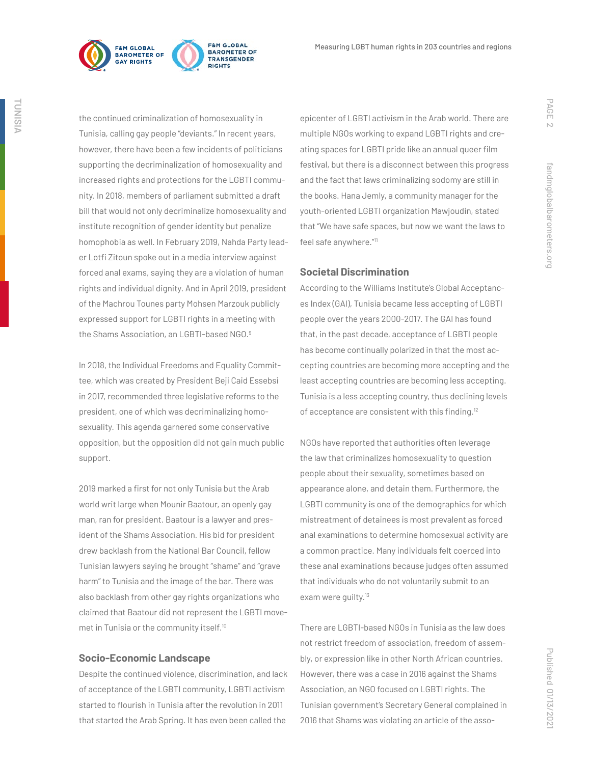the continued criminalization of homosexuality in Tunisia, calling gay people "deviants." In recent years, however, there have been a few incidents of politicians supporting the decriminalization of homosexuality and increased rights and protections for the LGBTI community. In 2018, members of parliament submitted a draft bill that would not only decriminalize homosexuality and institute recognition of gender identity but penalize homophobia as well. In February 2019, Nahda Party leader Lotfi Zitoun spoke out in a media interview against forced anal exams, saying they are a violation of human rights and individual dignity. And in April 2019, president of the Machrou Tounes party Mohsen Marzouk publicly expressed support for LGBTI rights in a meeting with the Shams Association, an LGBTI-based NGO.[9]

In 2018, the Individual Freedoms and Equality Committee, which was created by President Beji Caid Essebsi in 2017, recommended three legislative reforms to the president, one of which was decriminalizing homosexuality. This agenda garnered some conservative opposition, but the opposition did not gain much public support.

2019 marked a first for not only Tunisia but the Arab world writ large when Mounir Baatour, an openly gay man, ran for president. Baatour is a lawyer and president of the Shams Association. His bid for president drew backlash from the National Bar Council, fellow Tunisian lawyers saying he brought "shame" and "grave harm" to Tunisia and the image of the bar. There was also backlash from other gay rights organizations who claimed that Baatour did not represent the LGBTI movemet in Tunisia or the community itself.[10]

## Socio-Economic Landscape

Despite the continued violence, discrimination, and lack of acceptance of the LGBTI community, LGBTI activism started to flourish in Tunisia after the revolution in 2011 that started the Arab Spring. It has even been called the epicenter of LGBTI activism in the Arab world. There are multiple NGOs working to expand LGBTI rights and creating spaces for LGBTI pride like an annual queer film festival, but there is a disconnect between this progress and the fact that laws criminalizing sodomy are still in the books. Hana Jemly, a community manager for the youth-oriented LGBTI organization Mawjoudin, stated that "We have safe spaces, but now we want the laws to feel safe anywhere."[11]

## Societal Discrimination

According to the Williams Institute's Global Acceptances Index (GAI), Tunisia became less accepting of LGBTI people over the years 2000-2017. The GAI has found that, in the past decade, acceptance of LGBTI people has become continually polarized in that the most accepting countries are becoming more accepting and the least accepting countries are becoming less accepting. Tunisia is a less accepting country, thus declining levels of acceptance are consistent with this finding.[12]

NGOs have reported that authorities often leverage the law that criminalizes homosexuality to question people about their sexuality, sometimes based on appearance alone, and detain them. Furthermore, the LGBTI community is one of the demographics for which mistreatment of detainees is most prevalent as forced anal examinations to determine homosexual activity are a common practice. Many individuals felt coerced into these anal examinations because judges often assumed that individuals who do not voluntarily submit to an exam were guilty.[13]

There are LGBTI-based NGOs in Tunisia as the law does not restrict freedom of association, freedom of assembly, or expression like in other North African countries. However, there was a case in 2016 against the Shams Association, an NGO focused on LGBTI rights. The Tunisian government's Secretary General complained in 2016 that Shams was violating an article of the asso-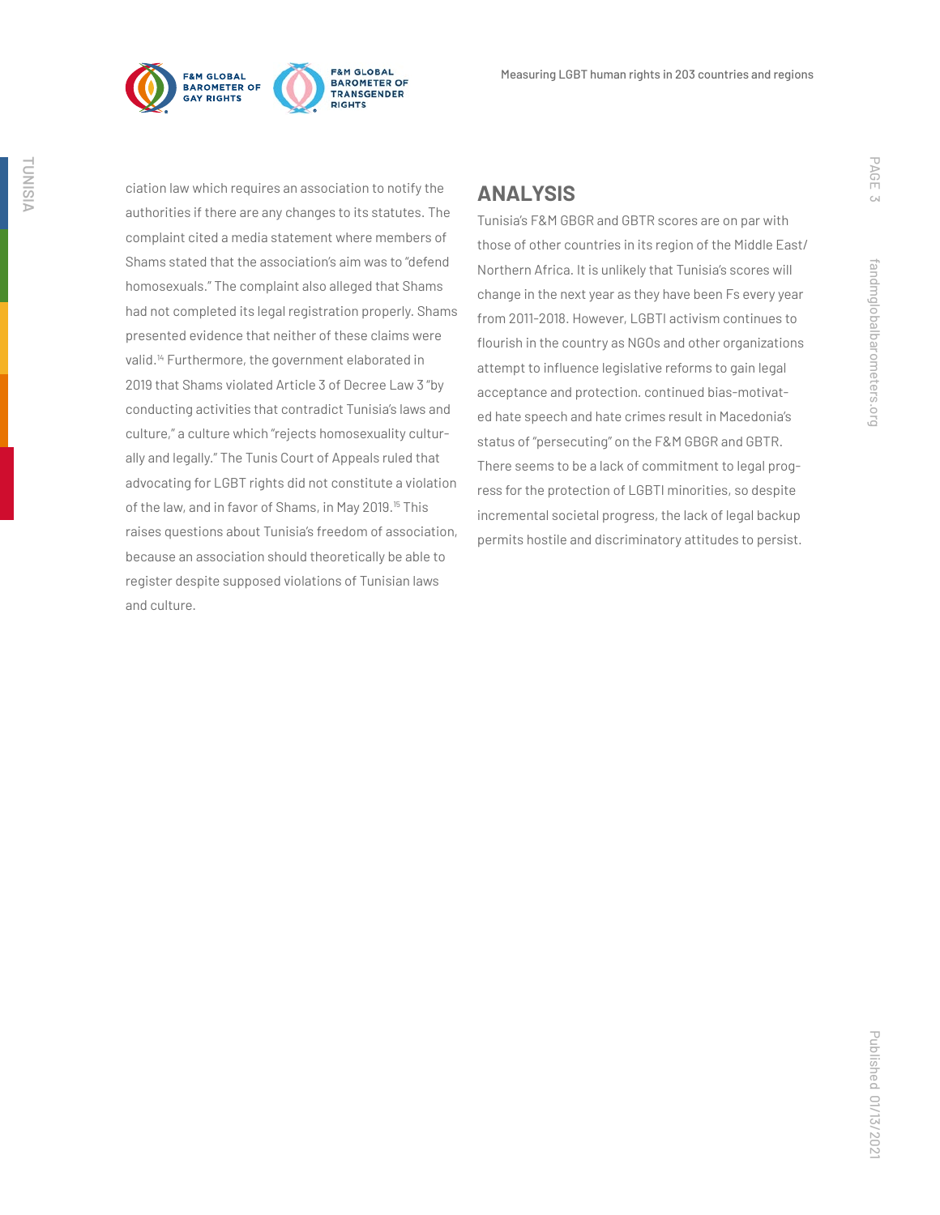ciation law which requires an association to notify the authorities if there are any changes to its statutes. The complaint cited a media statement where members of Shams stated that the association's aim was to "defend homosexuals." The complaint also alleged that Shams had not completed its legal registration properly. Shams presented evidence that neither of these claims were valid.[14] Furthermore, the government elaborated in 2019 that Shams violated Article 3 of Decree Law 3 "by conducting activities that contradict Tunisia's laws and culture," a culture which "rejects homosexuality culturally and legally." The Tunis Court of Appeals ruled that advocating for LGBT rights did not constitute a violation of the law, and in favor of Shams, in May 2019.[15] This raises questions about Tunisia's freedom of association, because an association should theoretically be able to register despite supposed violations of Tunisian laws and culture.

## ANALYSIS

Tunisia's F&M GBGR and GBTR scores are on par with those of other countries in its region of the Middle East/Northern Africa. It is unlikely that Tunisia's scores will change in the next year as they have been Fs every year from 2011-2018. However, LGBTI activism continues to flourish in the country as NGOs and other organizations attempt to influence legislative reforms to gain legal acceptance and protection. continued bias-motivated hate speech and hate crimes result in Macedonia's status of "persecuting" on the F&M GBGR and GBTR. There seems to be a lack of commitment to legal progress for the protection of LGBTI minorities, so despite incremental societal progress, the lack of legal backup permits hostile and discriminatory attitudes to persist.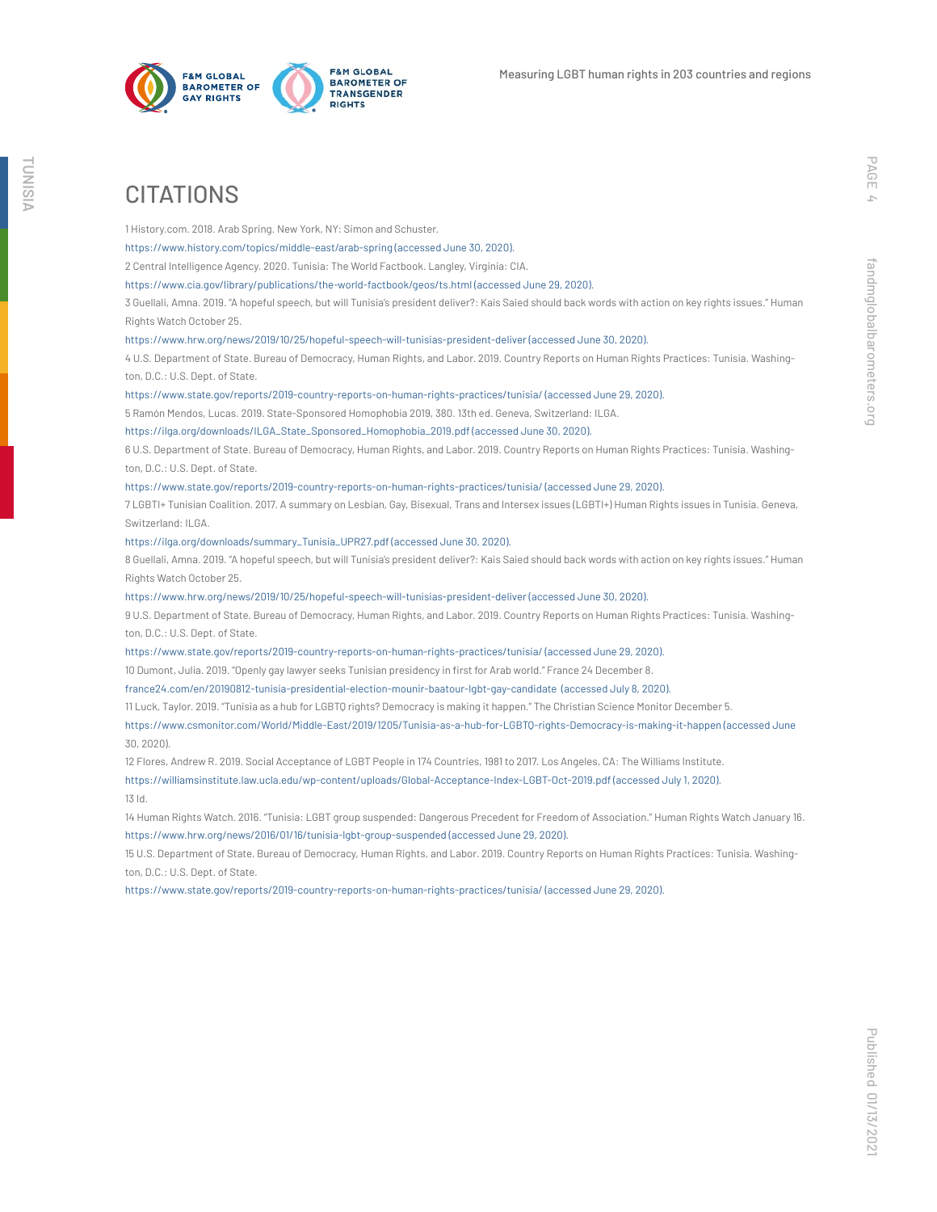# CITATIONS

1 History.com. 2018. Arab Spring. New York, NY: Simon and Schuster.
https://www.history.com/topics/middle-east/arab-spring (accessed June 30, 2020).

2 Central Intelligence Agency. 2020. Tunisia: The World Factbook. Langley, Virginia: CIA.
https://www.cia.gov/library/publications/the-world-factbook/geos/ts.html (accessed June 29, 2020).

3 Guellali, Amna. 2019. "A hopeful speech, but will Tunisia's president deliver?: Kais Saied should back words with action on key rights issues." Human Rights Watch October 25.
https://www.hrw.org/news/2019/10/25/hopeful-speech-will-tunisias-president-deliver (accessed June 30, 2020).

4 U.S. Department of State. Bureau of Democracy, Human Rights, and Labor. 2019. Country Reports on Human Rights Practices: Tunisia. Washington, D.C.: U.S. Dept. of State.
https://www.state.gov/reports/2019-country-reports-on-human-rights-practices/tunisia/ (accessed June 29, 2020).

5 Ramón Mendos, Lucas. 2019. State-Sponsored Homophobia 2019, 380. 13th ed. Geneva, Switzerland: ILGA.
https://ilga.org/downloads/ILGA_State_Sponsored_Homophobia_2019.pdf (accessed June 30, 2020).

6 U.S. Department of State. Bureau of Democracy, Human Rights, and Labor. 2019. Country Reports on Human Rights Practices: Tunisia. Washington, D.C.: U.S. Dept. of State.
https://www.state.gov/reports/2019-country-reports-on-human-rights-practices/tunisia/ (accessed June 29, 2020).

7 LGBTI+ Tunisian Coalition. 2017. A summary on Lesbian, Gay, Bisexual, Trans and Intersex issues (LGBTI+) Human Rights issues in Tunisia. Geneva, Switzerland: ILGA.
https://ilga.org/downloads/summary_Tunisia_UPR27.pdf (accessed June 30, 2020).

8 Guellali, Amna. 2019. "A hopeful speech, but will Tunisia's president deliver?: Kais Saied should back words with action on key rights issues." Human Rights Watch October 25.
https://www.hrw.org/news/2019/10/25/hopeful-speech-will-tunisias-president-deliver (accessed June 30, 2020).

9 U.S. Department of State. Bureau of Democracy, Human Rights, and Labor. 2019. Country Reports on Human Rights Practices: Tunisia. Washington, D.C.: U.S. Dept. of State.
https://www.state.gov/reports/2019-country-reports-on-human-rights-practices/tunisia/ (accessed June 29, 2020).

10 Dumont, Julia. 2019. "Openly gay lawyer seeks Tunisian presidency in first for Arab world." France 24 December 8.
france24.com/en/20190812-tunisia-presidential-election-mounir-baatour-lgbt-gay-candidate (accessed July 8, 2020).

11 Luck, Taylor. 2019. "Tunisia as a hub for LGBTQ rights? Democracy is making it happen." The Christian Science Monitor December 5.
https://www.csmonitor.com/World/Middle-East/2019/1205/Tunisia-as-a-hub-for-LGBTQ-rights-Democracy-is-making-it-happen (accessed June 30, 2020).

12 Flores, Andrew R. 2019. Social Acceptance of LGBT People in 174 Countries, 1981 to 2017. Los Angeles, CA: The Williams Institute.
https://williamsinstitute.law.ucla.edu/wp-content/uploads/Global-Acceptance-Index-LGBT-Oct-2019.pdf (accessed July 1, 2020).

13 Id.

14 Human Rights Watch. 2016. "Tunisia: LGBT group suspended: Dangerous Precedent for Freedom of Association." Human Rights Watch January 16.
https://www.hrw.org/news/2016/01/16/tunisia-lgbt-group-suspended (accessed June 29, 2020).

15 U.S. Department of State. Bureau of Democracy, Human Rights, and Labor. 2019. Country Reports on Human Rights Practices: Tunisia. Washington, D.C.: U.S. Dept. of State.
https://www.state.gov/reports/2019-country-reports-on-human-rights-practices/tunisia/ (accessed June 29, 2020).